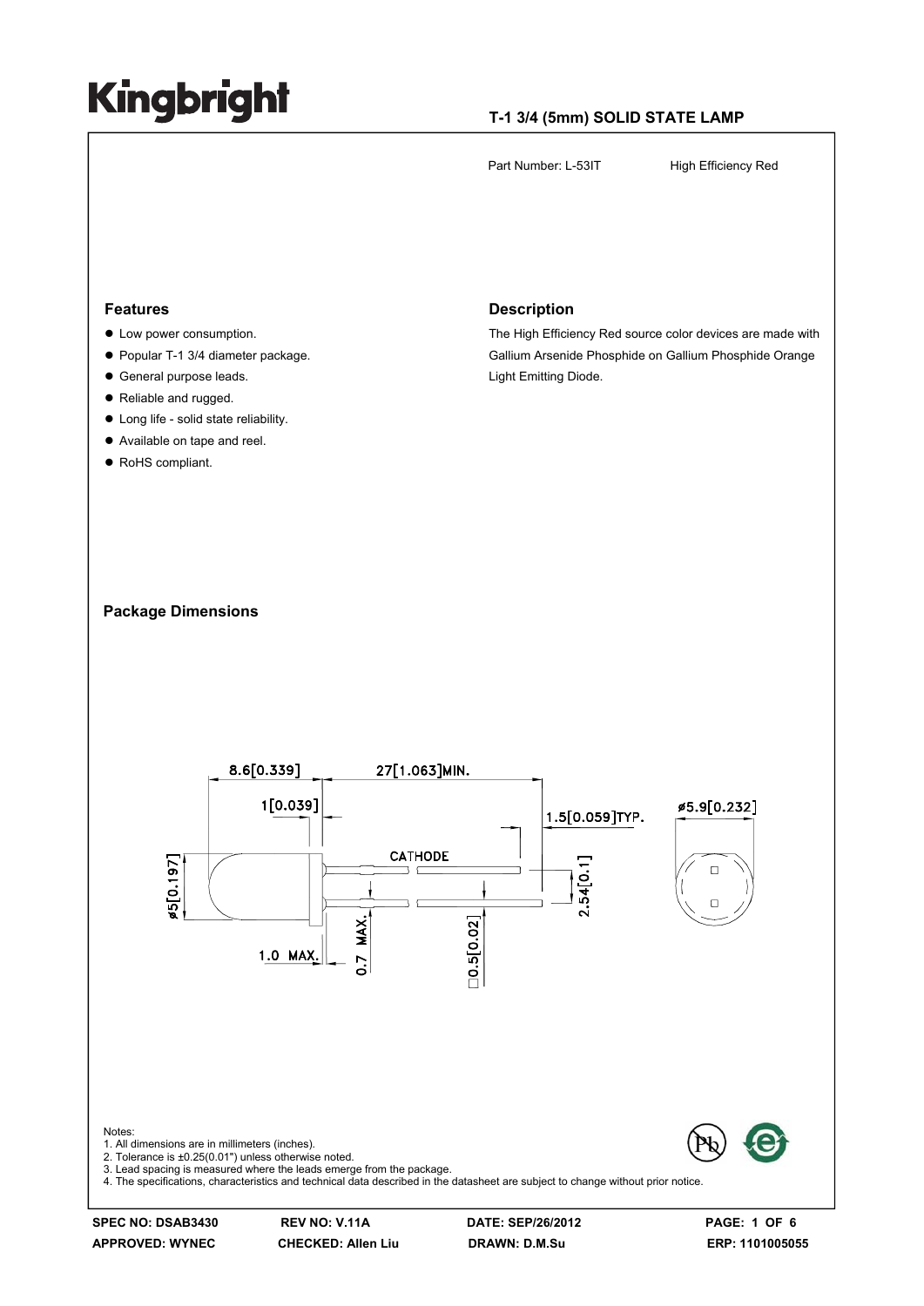# Kingbright

**T-1 3/4 (5mm) SOLID STATE LAMP**

Part Number: L-53IT High Efficiency Red

## Features

- Low power consumption.
- Popular T-1 3/4 diameter package.
- General purpose leads.
- Reliable and rugged.
- Long life - solid state reliability.
- Available on tape and reel.
- RoHS compliant.

## Description

The High Efficiency Red source color devices are made with Gallium Arsenide Phosphide on Gallium Phosphide Orange Light Emitting Diode.

## Package Dimensions

Notes:
1. All dimensions are in millimeters (inches).
2. Tolerance is ±0.25(0.01") unless otherwise noted.
3. Lead spacing is measured where the leads emerge from the package.
4. The specifications, characteristics and technical data described in the datasheet are subject to change without prior notice.

| SPEC NO: DSAB3430 | REV NO: V.11A | DATE: SEP/26/2012 | |
|---|---|---|---|
| APPROVED: WYNEC | CHECKED: Allen Liu | DRAWN: D.M.Su | ERP: 1101005055 |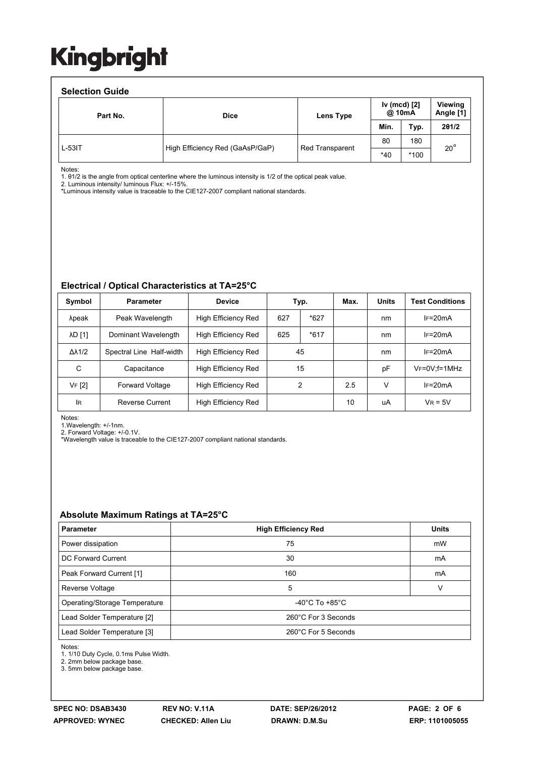Kingbright

### Selection Guide

| Part No. | Dice | Lens Type | Iv (mcd) [2] @ 10mA | | Viewing Angle [1] |
|---|---|---|---|---|---|
| | | | Min. | Typ. | 2θ1/2 |
| L-53IT | High Efficiency Red (GaAsP/GaP) | Red Transparent | 80 | 180 | 20° |
| | | | *40 | *100 | |

Notes:
1. θ1/2 is the angle from optical centerline where the luminous intensity is 1/2 of the optical peak value.
2. Luminous intensity/ luminous Flux: +/-15%.
*Luminous intensity value is traceable to the CIE127-2007 compliant national standards.

### Electrical / Optical Characteristics at TA=25°C

| Symbol | Parameter | Device | Typ. | | Max. | Units | Test Conditions |
|---|---|---|---|---|---|---|---|
| λpeak | Peak Wavelength | High Efficiency Red | 627 | *627 | | nm | $I_F$=20mA |
| λD [1] | Dominant Wavelength | High Efficiency Red | 625 | *617 | | nm | $I_F$=20mA |
| Δλ1/2 | Spectral Line Half-width | High Efficiency Red | 45 | | | nm | $I_F$=20mA |
| C | Capacitance | High Efficiency Red | 15 | | | pF | $V_F$=0V;f=1MHz |
| $V_F$ [2] | Forward Voltage | High Efficiency Red | 2 | | 2.5 | V | $I_F$=20mA |
| $I_R$ | Reverse Current | High Efficiency Red | | | 10 | uA | $V_R$ = 5V |

Notes:
1.Wavelength: +/-1nm.
2. Forward Voltage: +/-0.1V.
*Wavelength value is traceable to the CIE127-2007 compliant national standards.

### Absolute Maximum Ratings at TA=25°C

| Parameter | High Efficiency Red | Units |
|---|---|---|
| Power dissipation | 75 | mW |
| DC Forward Current | 30 | mA |
| Peak Forward Current [1] | 160 | mA |
| Reverse Voltage | 5 | V |
| Operating/Storage Temperature | -40°C To +85°C | |
| Lead Solder Temperature [2] | 260°C For 3 Seconds | |
| Lead Solder Temperature [3] | 260°C For 5 Seconds | |

Notes:
1. 1/10 Duty Cycle, 0.1ms Pulse Width.
2. 2mm below package base.
3. 5mm below package base.

SPEC NO: DSAB3430 REV NO: V.11A DATE: SEP/26/2012
APPROVED: WYNEC CHECKED: Allen Liu DRAWN: D.M.Su ERP: 1101005055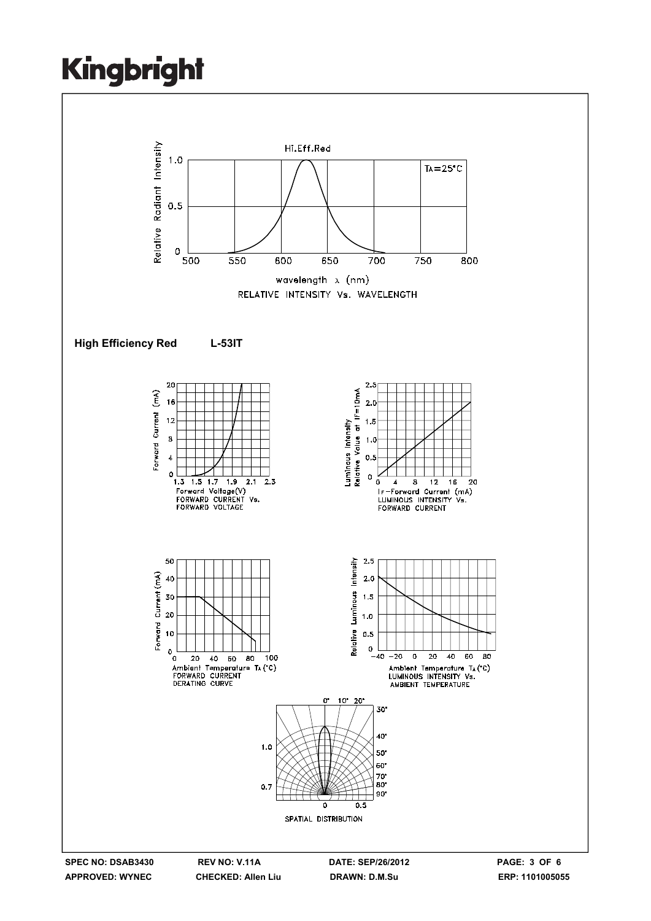Hi.Eff.Red

$T_A=25°C$

Relative Radiant Intensity

wavelength λ (nm)

RELATIVE INTENSITY Vs. WAVELENGTH

**High Efficiency Red L-53IT**

Forward Current (mA)

Forward Voltage(V)

FORWARD CURRENT Vs. FORWARD VOLTAGE

Luminous Intensity Relative Value at IF=10mA

IF-Forward Current (mA)

LUMINOUS INTENSITY Vs. FORWARD CURRENT

Forward Current (mA)

Ambient Temperature $T_A$ (°C)

FORWARD CURRENT DERATING CURVE

Relative Luminous Intensity

Ambient Temperature $T_A$ (°C)

LUMINOUS INTENSITY Vs. AMBIENT TEMPERATURE

SPATIAL DISTRIBUTION

SPEC NO: DSAB3430 | REV NO: V.11A | DATE: SEP/26/2012
APPROVED: WYNEC | CHECKED: Allen Liu | DRAWN: D.M.Su | ERP: 1101005055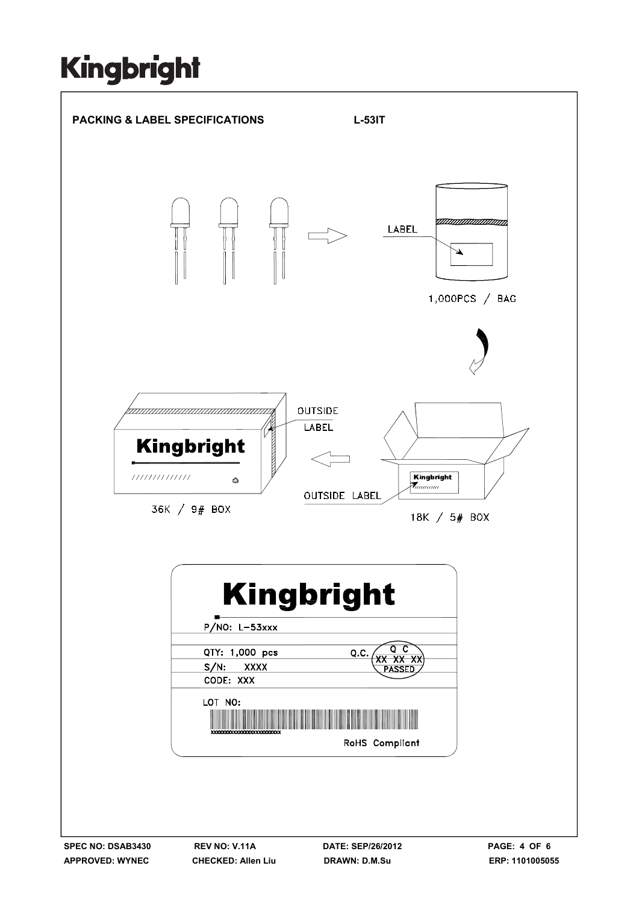**PACKING & LABEL SPECIFICATIONS** **L-53IT**

LABEL

1,000PCS / BAG

OUTSIDE LABEL

36K / 9# BOX

OUTSIDE LABEL

18K / 5# BOX

Kingbright

P/NO: L-53xxx

QTY: 1,000 pcs

Q.C. Q C XX XX XX PASSED

S/N: XXXX

CODE: XXX

LOT NO:

xxxxxxxxxxxxxxxxxxxxxxxxxx

RoHS Compliant

SPEC NO: DSAB3430 | REV NO: V.11A | DATE: SEP/26/2012
APPROVED: WYNEC | CHECKED: Allen Liu | DRAWN: D.M.Su | ERP: 1101005055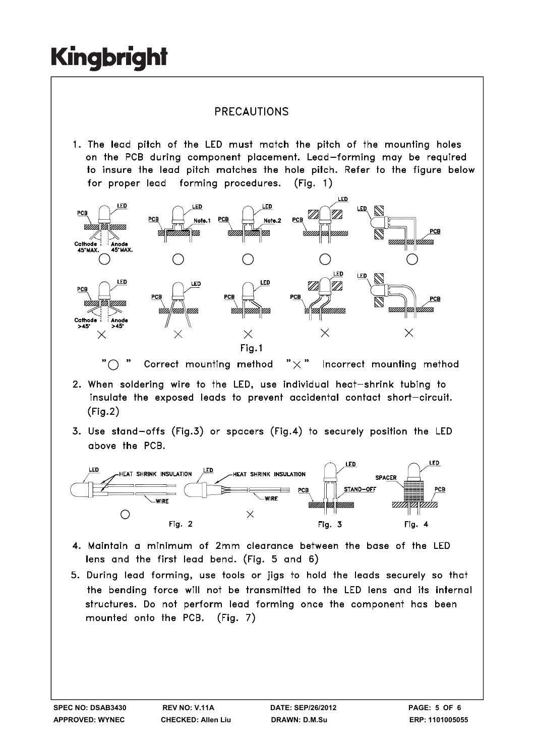# PRECAUTIONS

1. The lead pitch of the LED must match the pitch of the mounting holes on the PCB during component placement. Lead-forming may be required to insure the lead pitch matches the hole pitch. Refer to the figure below for proper lead forming procedures. (Fig. 1)

Fig.1

"○" Correct mounting method "×" Incorrect mounting method

2. When soldering wire to the LED, use individual heat-shrink tubing to insulate the exposed leads to prevent accidental contact short-circuit. (Fig.2)

3. Use stand-offs (Fig.3) or spacers (Fig.4) to securely position the LED above the PCB.

Fig. 2 Fig. 3 Fig. 4

4. Maintain a minimum of 2mm clearance between the base of the LED lens and the first lead bend. (Fig. 5 and 6)

5. During lead forming, use tools or jigs to hold the leads securely so that the bending force will not be transmitted to the LED lens and its internal structures. Do not perform lead forming once the component has been mounted onto the PCB. (Fig. 7)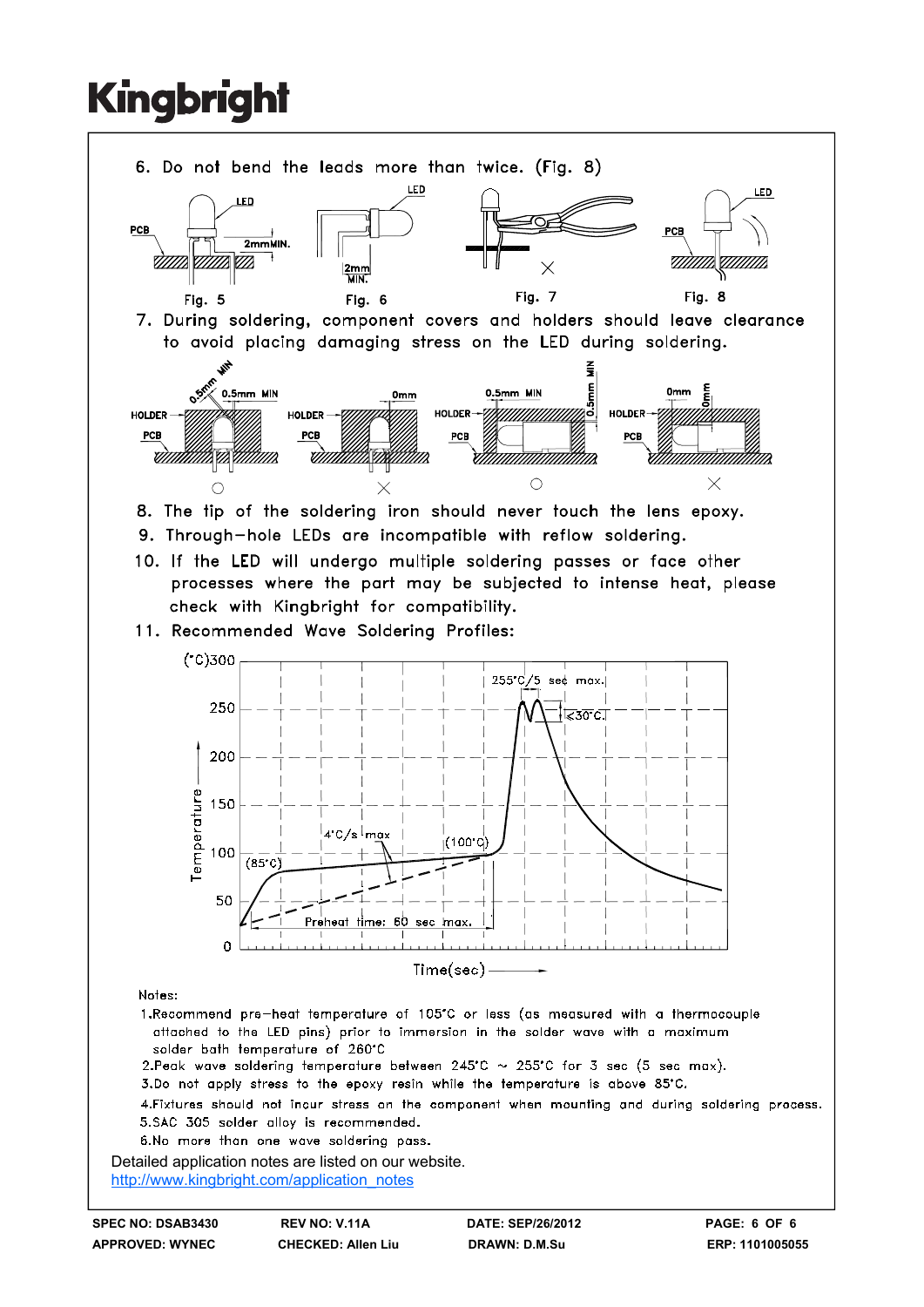6. Do not bend the leads more than twice. (Fig. 8)

LED
PCB
2mmMIN.
Fig. 5

LED
2mm MIN.
Fig. 6

Fig. 7

LED
PCB
Fig. 8

7. During soldering, component covers and holders should leave clearance to avoid placing damaging stress on the LED during soldering.

0.5mm MIN
0.5mm MIN
HOLDER
PCB
○

0mm
HOLDER
PCB
×

0.5mm MIN
0.5mm MIN
HOLDER
PCB
○

0mm
0mm
HOLDER
PCB
×

8. The tip of the soldering iron should never touch the lens epoxy.
9. Through-hole LEDs are incompatible with reflow soldering.
10. If the LED will undergo multiple soldering passes or face other processes where the part may be subjected to intense heat, please check with Kingbright for compatibility.
11. Recommended Wave Soldering Profiles:

(°C)300
250
200
150
100
50
0
Temperature
255°C/5 sec max.
<30°C.
4°C/s max
(100°C)
(85°C)
Preheat time: 60 sec max.
Time(sec)

Notes:

1. Recommend pre-heat temperature of 105°C or less (as measured with a thermocouple attached to the LED pins) prior to immersion in the solder wave with a maximum solder bath temperature of 260°C
2. Peak wave soldering temperature between 245°C ~ 255°C for 3 sec (5 sec max).
3. Do not apply stress to the epoxy resin while the temperature is above 85°C.
4. Fixtures should not incur stress on the component when mounting and during soldering process.
5. SAC 305 solder alloy is recommended.
6. No more than one wave soldering pass.

Detailed application notes are listed on our website.
http://www.kingbright.com/application_notes

| | | | |
|---|---|---|---|
| SPEC NO: DSAB3430 | REV NO: V.11A | DATE: SEP/26/2012 | |
| APPROVED: WYNEC | CHECKED: Allen Liu | DRAWN: D.M.Su | ERP: 1101005055 |